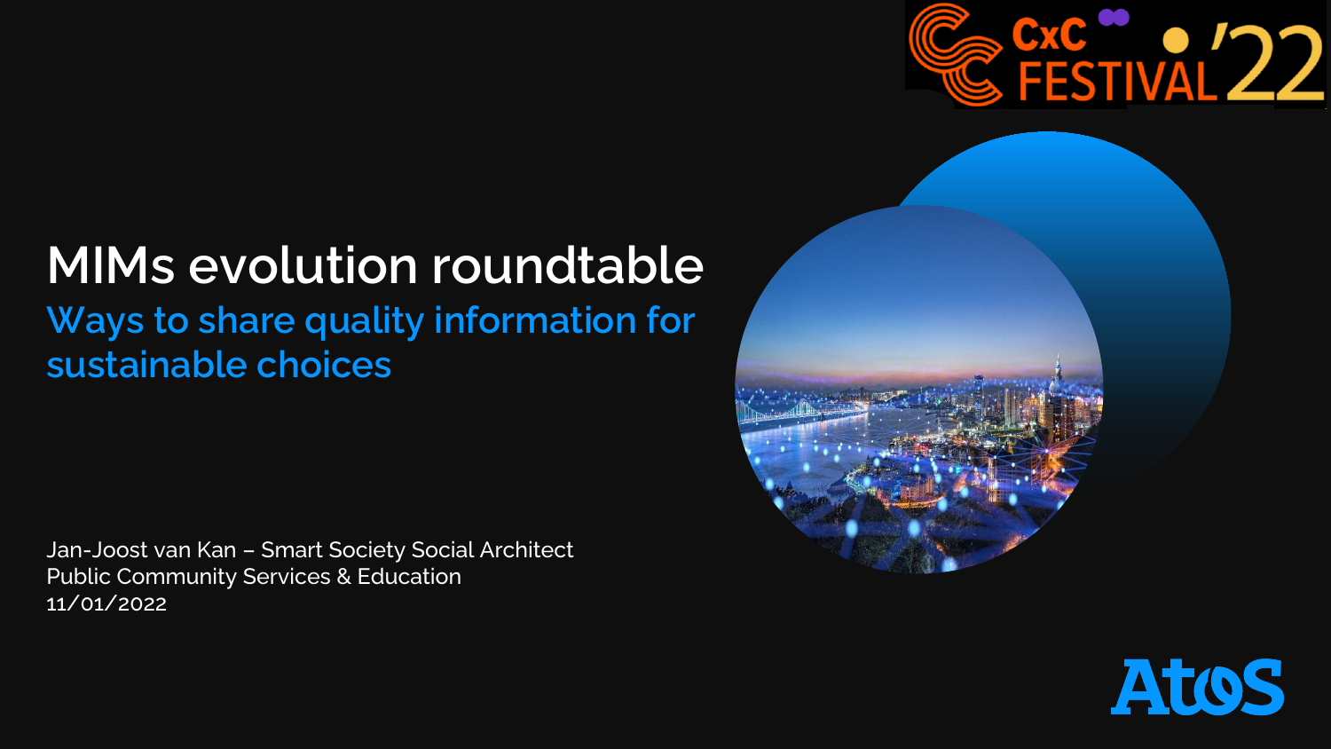# MIMs evolution roundtable

## Ways to share quality information for sustainable choices

Jan-Joost van Kan – Smart Society Social Architect
Public Community Services & Education
11/01/2022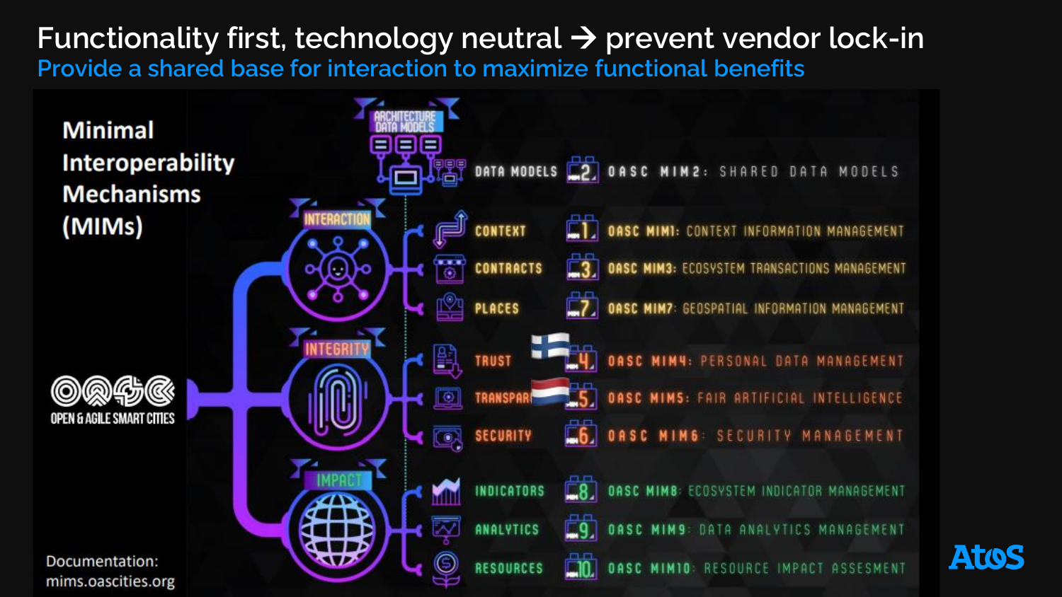# Functionality first, technology neutral → prevent vendor lock-in

## Provide a shared base for interaction to maximize functional benefits

**Minimal Interoperability Mechanisms (MIMs)**

OPEN & AGILE SMART CITIES

ARCHITECTURE DATA MODELS

- DATA MODELS — 2 — OASC MIM2: SHARED DATA MODELS

INTERACTION

- CONTEXT — 1 — OASC MIM1: CONTEXT INFORMATION MANAGEMENT
- CONTRACTS — 3 — OASC MIM3: ECOSYSTEM TRANSACTIONS MANAGEMENT
- PLACES — 7 — OASC MIM7: GEOSPATIAL INFORMATION MANAGEMENT

INTEGRITY

- TRUST — 4 — OASC MIM4: PERSONAL DATA MANAGEMENT
- TRANSPAR — 5 — OASC MIM5: FAIR ARTIFICIAL INTELLIGENCE
- SECURITY — 6 — OASC MIM6: SECURITY MANAGEMENT

IMPACT

- INDICATORS — 8 — OASC MIM8: ECOSYSTEM INDICATOR MANAGEMENT
- ANALYTICS — 9 — OASC MIM9: DATA ANALYTICS MANAGEMENT
- RESOURCES — 10 — OASC MIM10: RESOURCE IMPACT ASSESMENT

Documentation: mims.oascities.org

Atos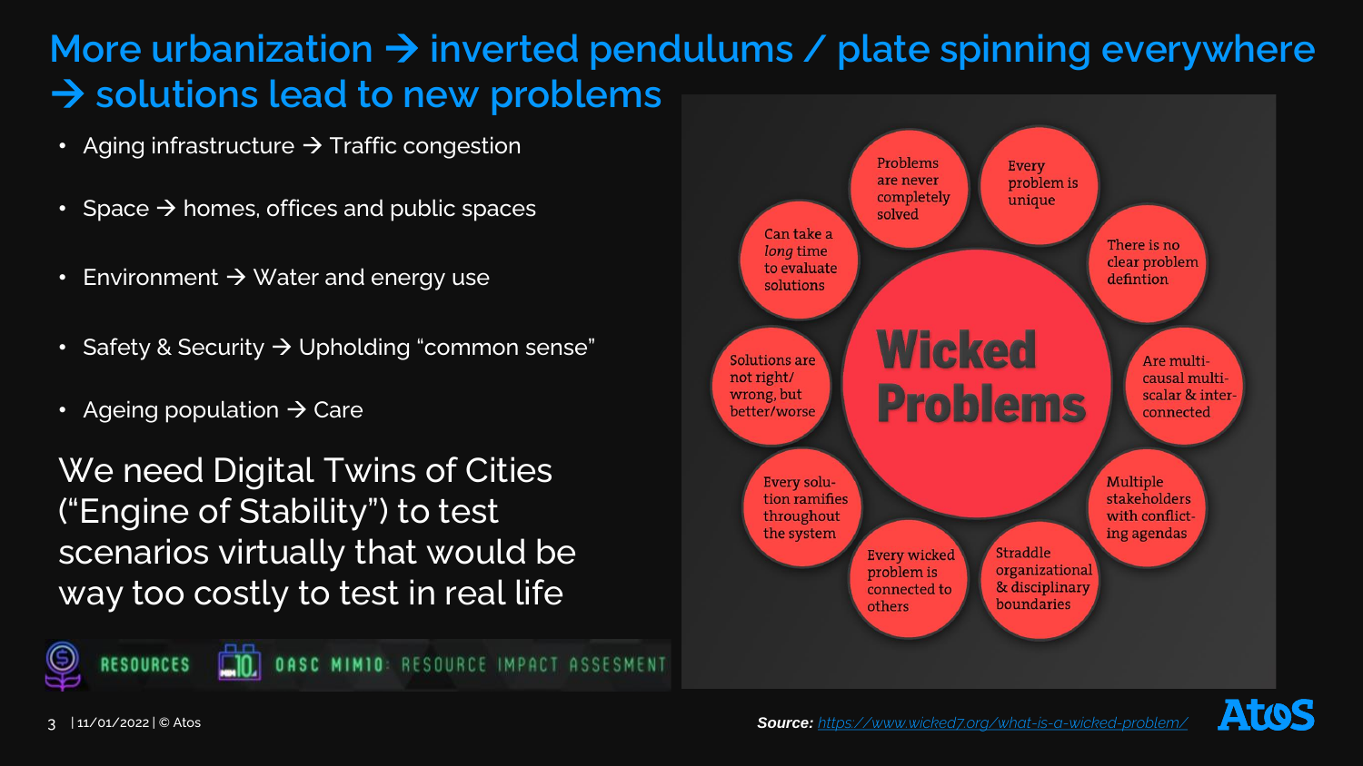# More urbanization → inverted pendulums / plate spinning everywhere → solutions lead to new problems

- Aging infrastructure → Traffic congestion
- Space → homes, offices and public spaces
- Environment → Water and energy use
- Safety & Security → Upholding "common sense"
- Ageing population → Care

We need Digital Twins of Cities ("Engine of Stability") to test scenarios virtually that would be way too costly to test in real life

RESOURCES — OASC MIM10: RESOURCE IMPACT ASSESMENT

**Wicked Problems**

- Problems are never completely solved
- Every problem is unique
- There is no clear problem defintion
- Are multi-causal multi-scalar & inter-connected
- Multiple stakeholders with conflicting agendas
- Straddle organizational & disciplinary boundaries
- Every wicked problem is connected to others
- Every solution ramifies throughout the system
- Solutions are not right/ wrong, but better/worse
- Can take a *long* time to evaluate solutions

***Source:*** *https://www.wicked7.org/what-is-a-wicked-problem/*

3 | 11/01/2022 | © Atos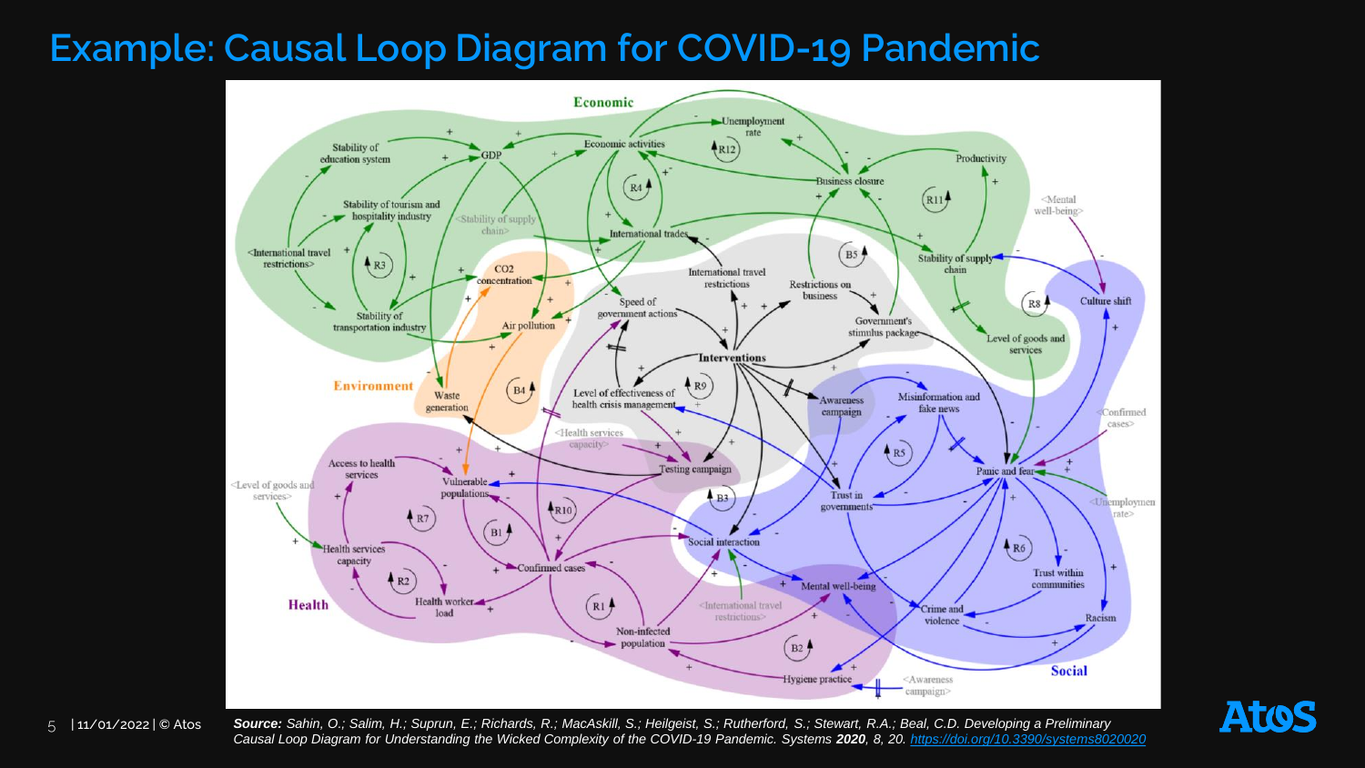# Example: Causal Loop Diagram for COVID-19 Pandemic

***Source:** Sahin, O.; Salim, H.; Suprun, E.; Richards, R.; MacAskill, S.; Heilgeist, S.; Rutherford, S.; Stewart, R.A.; Beal, C.D. Developing a Preliminary Causal Loop Diagram for Understanding the Wicked Complexity of the COVID-19 Pandemic. Systems **2020**, 8, 20. https://doi.org/10.3390/systems8020020*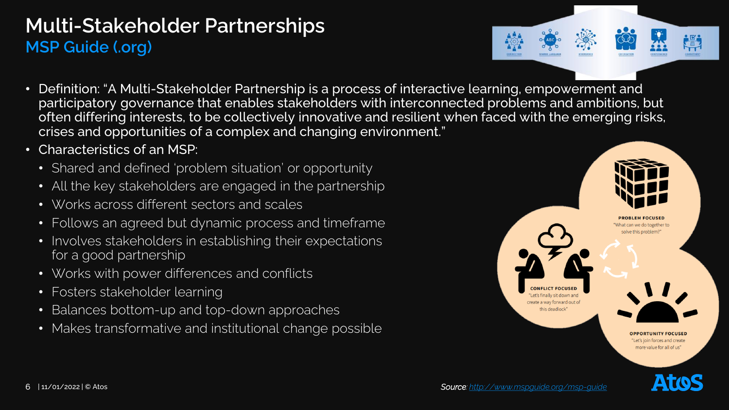# Multi-Stakeholder Partnerships

## MSP Guide (.org)

- Definition: "A Multi-Stakeholder Partnership is a process of interactive learning, empowerment and participatory governance that enables stakeholders with interconnected problems and ambitions, but often differing interests, to be collectively innovative and resilient when faced with the emerging risks, crises and opportunities of a complex and changing environment."
- Characteristics of an MSP:
  - Shared and defined 'problem situation' or opportunity
  - All the key stakeholders are engaged in the partnership
  - Works across different sectors and scales
  - Follows an agreed but dynamic process and timeframe
  - Involves stakeholders in establishing their expectations for a good partnership
  - Works with power differences and conflicts
  - Fosters stakeholder learning
  - Balances bottom-up and top-down approaches
  - Makes transformative and institutional change possible

**PROBLEM FOCUSED**
"What can we do together to solve this problem?"

**CONFLICT FOCUSED**
"Let's finally sit down and create a way forward out of this deadlock"

**OPPORTUNITY FOCUSED**
"Let's join forces and create more value for all of us"

*Source*: http://www.mspguide.org/msp-guide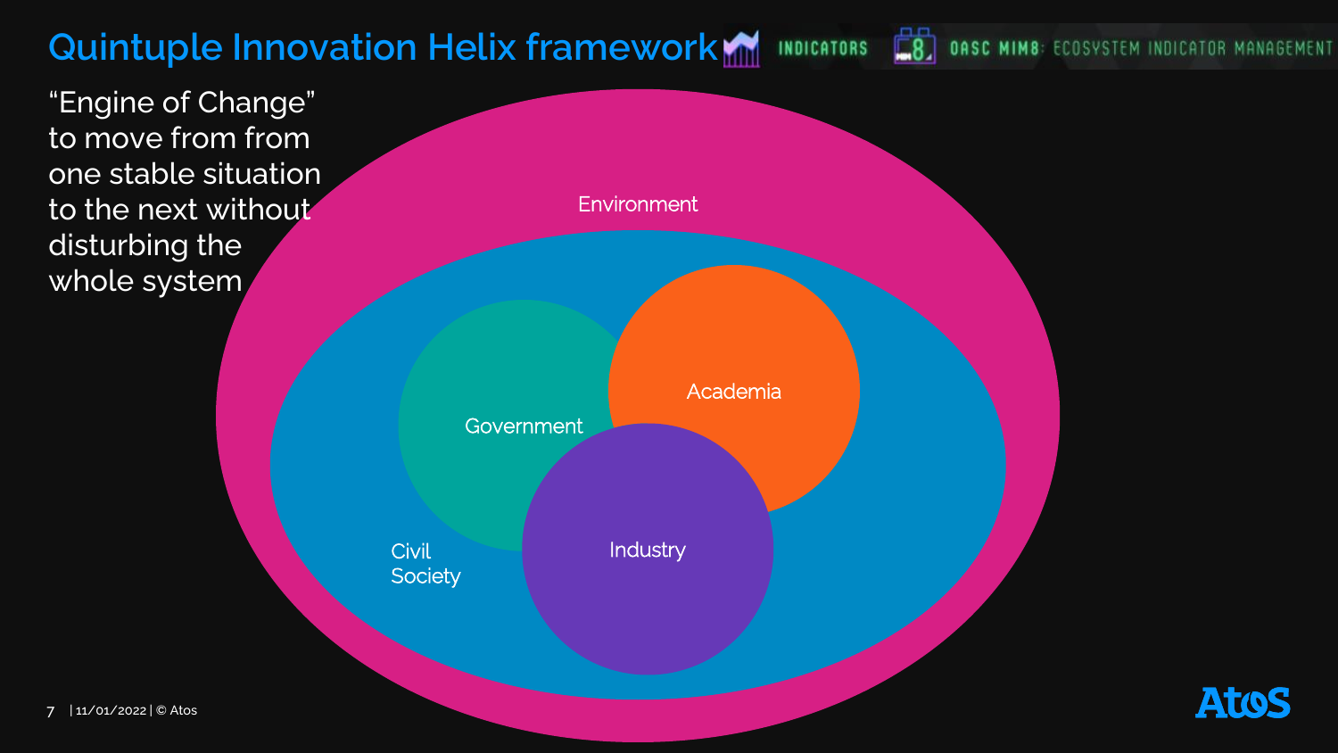# Quintuple Innovation Helix framework

INDICATORS OASC MIM8: ECOSYSTEM INDICATOR MANAGEMENT

"Engine of Change" to move from from one stable situation to the next without disturbing the whole system

Environment

Civil Society

Government

Academia

Industry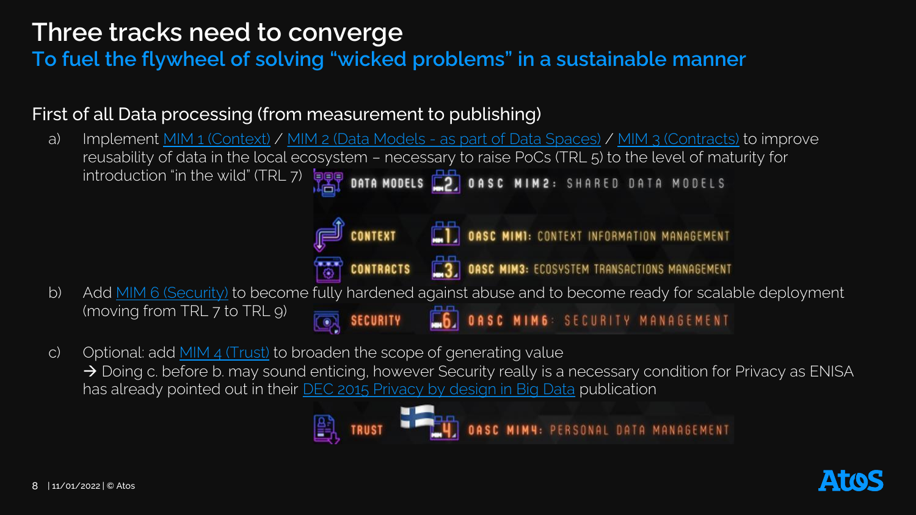# Three tracks need to converge

## To fuel the flywheel of solving "wicked problems" in a sustainable manner

First of all Data processing (from measurement to publishing)

a) Implement MIM 1 (Context) / MIM 2 (Data Models - as part of Data Spaces) / MIM 3 (Contracts) to improve reusability of data in the local ecosystem – necessary to raise PoCs (TRL 5) to the level of maturity for introduction "in the wild" (TRL 7)

DATA MODELS — OASC MIM2: SHARED DATA MODELS

CONTEXT — OASC MIM1: CONTEXT INFORMATION MANAGEMENT

CONTRACTS — OASC MIM3: ECOSYSTEM TRANSACTIONS MANAGEMENT

b) Add MIM 6 (Security) to become fully hardened against abuse and to become ready for scalable deployment (moving from TRL 7 to TRL 9)

SECURITY — OASC MIM6: SECURITY MANAGEMENT

c) Optional: add MIM 4 (Trust) to broaden the scope of generating value
→ Doing c. before b. may sound enticing, however Security really is a necessary condition for Privacy as ENISA has already pointed out in their DEC 2015 Privacy by design in Big Data publication

TRUST — OASC MIM4: PERSONAL DATA MANAGEMENT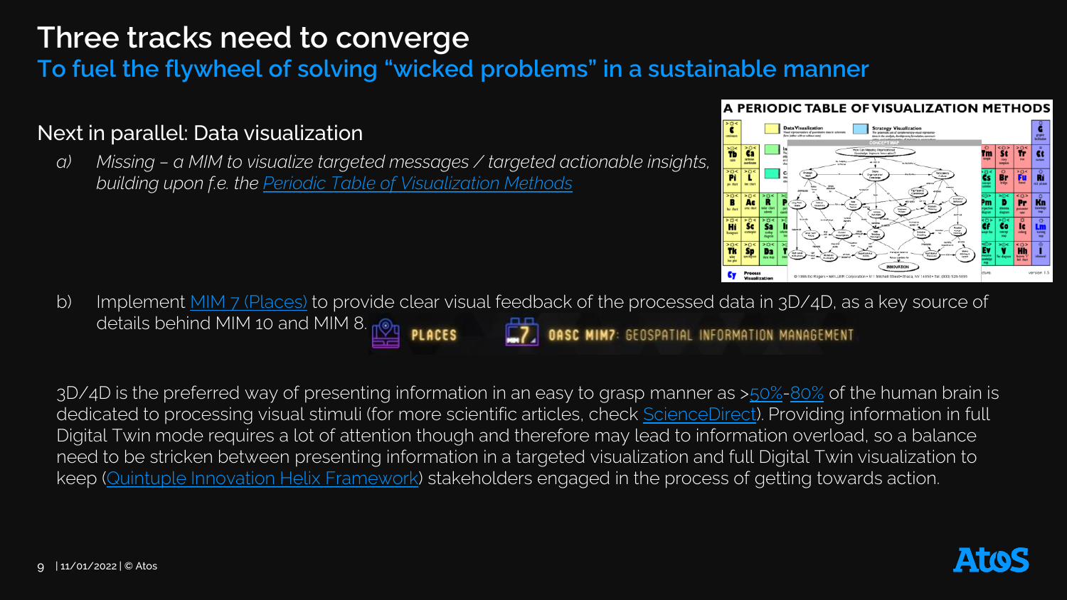# Three tracks need to converge

## To fuel the flywheel of solving "wicked problems" in a sustainable manner

### Next in parallel: Data visualization

a) *Missing – a MIM to visualize targeted messages / targeted actionable insights, building upon f.e. the Periodic Table of Visualization Methods*

b) Implement MIM 7 (Places) to provide clear visual feedback of the processed data in 3D/4D, as a key source of details behind MIM 10 and MIM 8.

3D/4D is the preferred way of presenting information in an easy to grasp manner as >50%-80% of the human brain is dedicated to processing visual stimuli (for more scientific articles, check ScienceDirect). Providing information in full Digital Twin mode requires a lot of attention though and therefore may lead to information overload, so a balance need to be stricken between presenting information in a targeted visualization and full Digital Twin visualization to keep (Quintuple Innovation Helix Framework) stakeholders engaged in the process of getting towards action.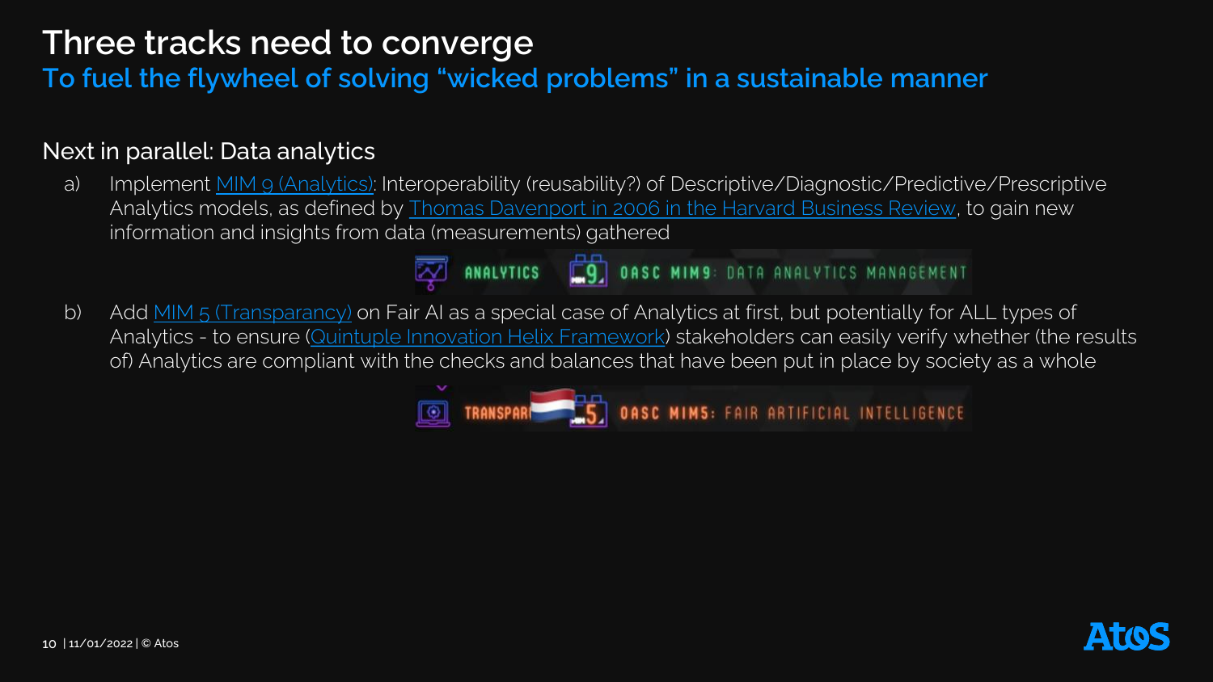# Three tracks need to converge

## To fuel the flywheel of solving "wicked problems" in a sustainable manner

### Next in parallel: Data analytics

a) Implement MIM 9 (Analytics): Interoperability (reusability?) of Descriptive/Diagnostic/Predictive/Prescriptive Analytics models, as defined by Thomas Davenport in 2006 in the Harvard Business Review, to gain new information and insights from data (measurements) gathered

ANALYTICS — OASC MIM9: DATA ANALYTICS MANAGEMENT

b) Add MIM 5 (Transparancy) on Fair AI as a special case of Analytics at first, but potentially for ALL types of Analytics - to ensure (Quintuple Innovation Helix Framework) stakeholders can easily verify whether (the results of) Analytics are compliant with the checks and balances that have been put in place by society as a whole

TRANSPAR… — OASC MIM5: FAIR ARTIFICIAL INTELLIGENCE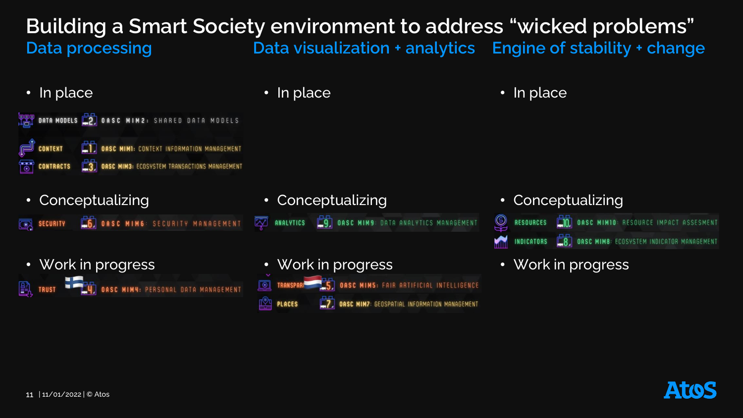# Building a Smart Society environment to address "wicked problems"

## Data processing

- In place

DATA MODELS — OASC MIM2: SHARED DATA MODELS

CONTEXT — OASC MIM1: CONTEXT INFORMATION MANAGEMENT

CONTRACTS — OASC MIM3: ECOSYSTEM TRANSACTIONS MANAGEMENT

- Conceptualizing

SECURITY — OASC MIM6: SECURITY MANAGEMENT

- Work in progress

TRUST — OASC MIM4: PERSONAL DATA MANAGEMENT

## Data visualization + analytics

- In place
- Conceptualizing

ANALYTICS — OASC MIM9: DATA ANALYTICS MANAGEMENT

- Work in progress

TRANSPAR — OASC MIM5: FAIR ARTIFICIAL INTELLIGENCE

PLACES — OASC MIM7: GEOSPATIAL INFORMATION MANAGEMENT

## Engine of stability + change

- In place
- Conceptualizing

RESOURCES — OASC MIM10: RESOURCE IMPACT ASSESMENT

INDICATORS — OASC MIM8: ECOSYSTEM INDICATOR MANAGEMENT

- Work in progress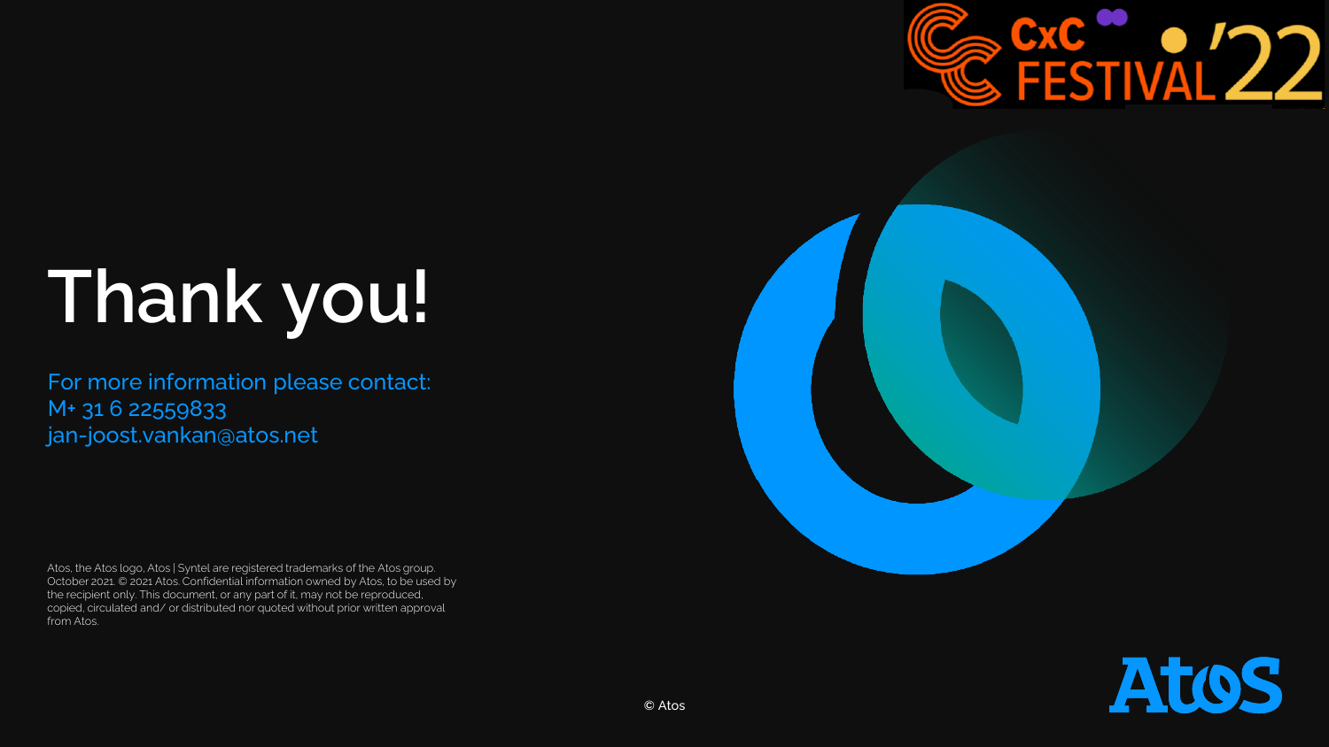# Thank you!

For more information please contact:
M+ 31 6 22559833
jan-joost.vankan@atos.net

Atos, the Atos logo, Atos | Syntel are registered trademarks of the Atos group. October 2021. © 2021 Atos. Confidential information owned by Atos, to be used by the recipient only. This document, or any part of it, may not be reproduced, copied, circulated and/ or distributed nor quoted without prior written approval from Atos.